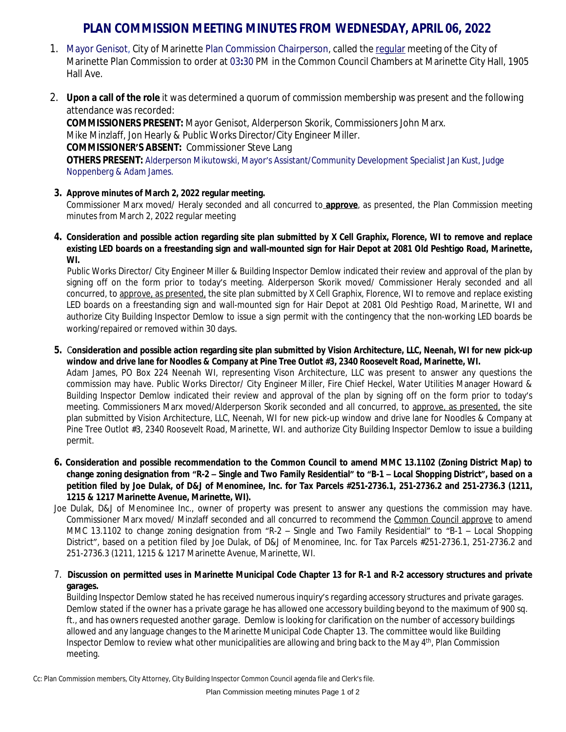# PLAN COMMISSION MEETING MINUTES FROM WEDNESDAY, APRIL 06, 2022

1. Mayor Genisot, City of Marinette Plan Commission Chairperson, called the regular meeting of the City of Marinette Plan Commission to order at 03:30 PM in the Common Council Chambers at Marinette City Hall, 1905 Hall Ave.

2. **Upon a call of the role** it was determined a quorum of commission membership was present and the following attendance was recorded:
   **COMMISSIONERS PRESENT:** Mayor Genisot, Alderperson Skorik, Commissioners John Marx. Mike Minzlaff, Jon Hearly & Public Works Director/City Engineer Miller.
   **COMMISSIONER'S ABSENT:** Commissioner Steve Lang
   **OTHERS PRESENT:** Alderperson Mikutowski, Mayor's Assistant/Community Development Specialist Jan Kust, Judge Noppenberg & Adam James.

3. **Approve minutes of March 2, 2022 regular meeting.**
   Commissioner Marx moved/ Heraly seconded and all concurred to **approve**, as presented, the Plan Commission meeting minutes from March 2, 2022 regular meeting

4. **Consideration and possible action regarding site plan submitted by X Cell Graphix, Florence, WI to remove and replace existing LED boards on a freestanding sign and wall-mounted sign for Hair Depot at 2081 Old Peshtigo Road, Marinette, WI.**
   Public Works Director/ City Engineer Miller & Building Inspector Demlow indicated their review and approval of the plan by signing off on the form prior to today's meeting. Alderperson Skorik moved/ Commissioner Heraly seconded and all concurred, to approve, as presented, the site plan submitted by X Cell Graphix, Florence, WI to remove and replace existing LED boards on a freestanding sign and wall-mounted sign for Hair Depot at 2081 Old Peshtigo Road, Marinette, WI and authorize City Building Inspector Demlow to issue a sign permit with the contingency that the non-working LED boards be working/repaired or removed within 30 days.

5. **Consideration and possible action regarding site plan submitted by Vision Architecture, LLC, Neenah, WI for new pick-up window and drive lane for Noodles & Company at Pine Tree Outlot #3, 2340 Roosevelt Road, Marinette, WI.**
   Adam James, PO Box 224 Neenah WI, representing Vison Architecture, LLC was present to answer any questions the commission may have. Public Works Director/ City Engineer Miller, Fire Chief Heckel, Water Utilities Manager Howard & Building Inspector Demlow indicated their review and approval of the plan by signing off on the form prior to today's meeting. Commissioners Marx moved/Alderperson Skorik seconded and all concurred, to approve, as presented, the site plan submitted by Vision Architecture, LLC, Neenah, WI for new pick-up window and drive lane for Noodles & Company at Pine Tree Outlot #3, 2340 Roosevelt Road, Marinette, WI. and authorize City Building Inspector Demlow to issue a building permit.

6. **Consideration and possible recommendation to the Common Council to amend MMC 13.1102 (Zoning District Map) to change zoning designation from "R-2 – Single and Two Family Residential" to "B-1 – Local Shopping District", based on a petition filed by Joe Dulak, of D&J of Menominee, Inc. for Tax Parcels #251-2736.1, 251-2736.2 and 251-2736.3 (1211, 1215 & 1217 Marinette Avenue, Marinette, WI).**
   Joe Dulak, D&J of Menominee Inc., owner of property was present to answer any questions the commission may have. Commissioner Marx moved/ Minzlaff seconded and all concurred to recommend the Common Council approve to amend MMC 13.1102 to change zoning designation from "R-2 – Single and Two Family Residential" to "B-1 – Local Shopping District", based on a petition filed by Joe Dulak, of D&J of Menominee, Inc. for Tax Parcels #251-2736.1, 251-2736.2 and 251-2736.3 (1211, 1215 & 1217 Marinette Avenue, Marinette, WI.

7. **Discussion on permitted uses in Marinette Municipal Code Chapter 13 for R-1 and R-2 accessory structures and private garages.**
   Building Inspector Demlow stated he has received numerous inquiry's regarding accessory structures and private garages. Demlow stated if the owner has a private garage he has allowed one accessory building beyond to the maximum of 900 sq. ft., and has owners requested another garage. Demlow is looking for clarification on the number of accessory buildings allowed and any language changes to the Marinette Municipal Code Chapter 13. The committee would like Building Inspector Demlow to review what other municipalities are allowing and bring back to the May 4th, Plan Commission meeting.

Cc: Plan Commission members, City Attorney, City Building Inspector Common Council agenda file and Clerk's file.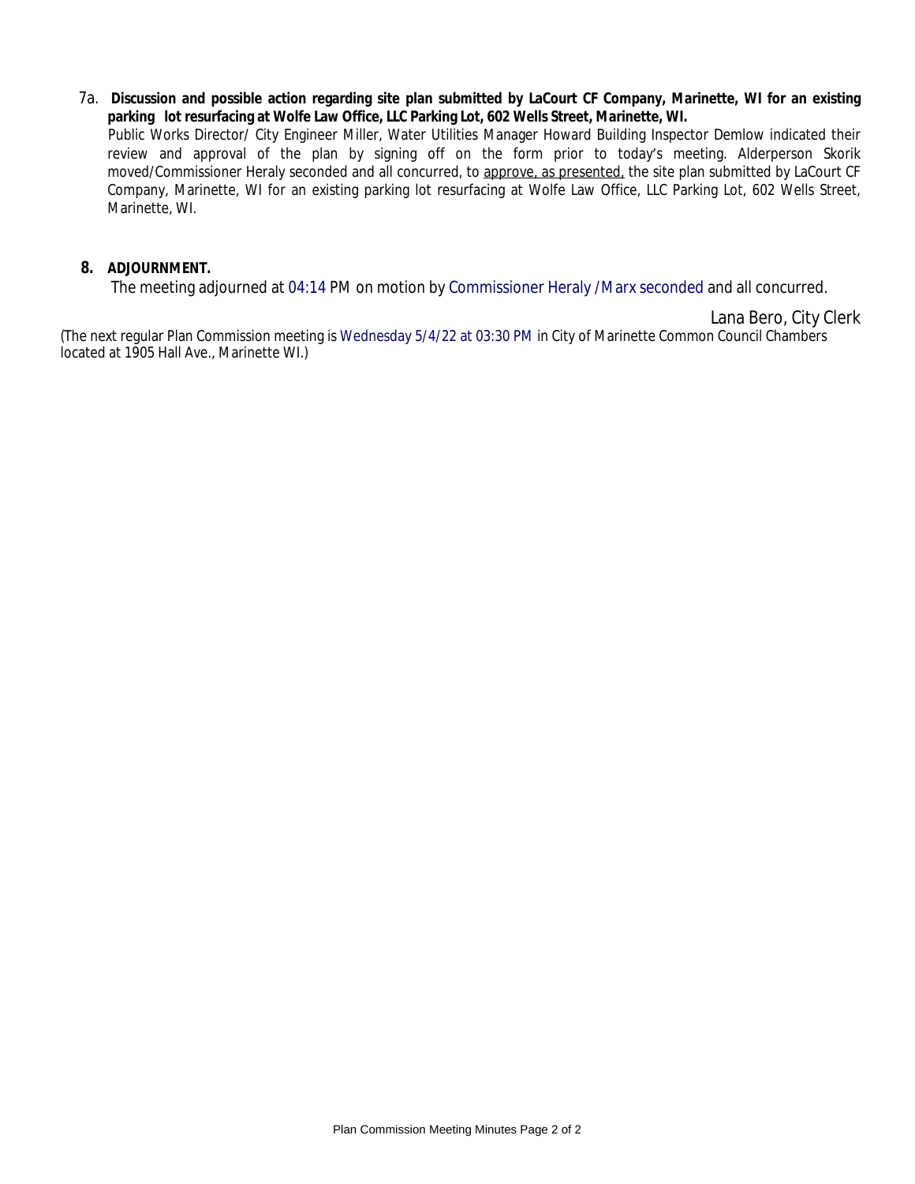7a. **Discussion and possible action regarding site plan submitted by LaCourt CF Company, Marinette, WI for an existing parking lot resurfacing at Wolfe Law Office, LLC Parking Lot, 602 Wells Street, Marinette, WI.**

Public Works Director/ City Engineer Miller, Water Utilities Manager Howard Building Inspector Demlow indicated their review and approval of the plan by signing off on the form prior to today's meeting. Alderperson Skorik moved/Commissioner Heraly seconded and all concurred, to approve, as presented, the site plan submitted by LaCourt CF Company, Marinette, WI for an existing parking lot resurfacing at Wolfe Law Office, LLC Parking Lot, 602 Wells Street, Marinette, WI.

**8. ADJOURNMENT.**

The meeting adjourned at 04:14 PM on motion by Commissioner Heraly /Marx seconded and all concurred.

Lana Bero, City Clerk

(The next regular Plan Commission meeting is Wednesday 5/4/22 at 03:30 PM in City of Marinette Common Council Chambers located at 1905 Hall Ave., Marinette WI.)